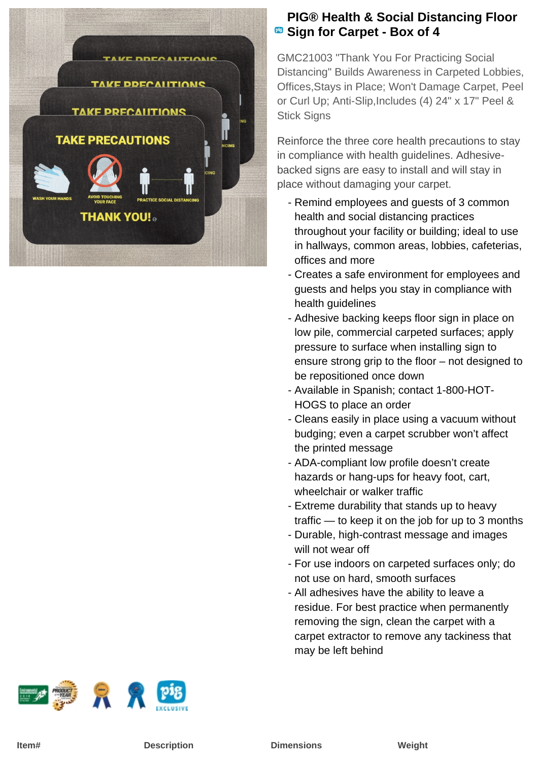# PIG® Health & Social Distancing Floor Sign for Carpet - Box of 4

GMC21003 "Thank You For Practicing Social Distancing" Builds Awareness in Carpeted Lobbies, Offices,Stays in Place; Won't Damage Carpet, Peel or Curl Up; Anti-Slip,Includes (4) 24" x 17" Peel & Stick Signs

Reinforce the three core health precautions to stay in compliance with health guidelines. Adhesive-backed signs are easy to install and will stay in place without damaging your carpet.

- Remind employees and guests of 3 common health and social distancing practices throughout your facility or building; ideal to use in hallways, common areas, lobbies, cafeterias, offices and more
- Creates a safe environment for employees and guests and helps you stay in compliance with health guidelines
- Adhesive backing keeps floor sign in place on low pile, commercial carpeted surfaces; apply pressure to surface when installing sign to ensure strong grip to the floor – not designed to be repositioned once down
- Available in Spanish; contact 1-800-HOT-HOGS to place an order
- Cleans easily in place using a vacuum without budging; even a carpet scrubber won't affect the printed message
- ADA-compliant low profile doesn't create hazards or hang-ups for heavy foot, cart, wheelchair or walker traffic
- Extreme durability that stands up to heavy traffic — to keep it on the job for up to 3 months
- Durable, high-contrast message and images will not wear off
- For use indoors on carpeted surfaces only; do not use on hard, smooth surfaces
- All adhesives have the ability to leave a residue. For best practice when permanently removing the sign, clean the carpet with a carpet extractor to remove any tackiness that may be left behind

| Item# | Description | Dimensions | Weight |
|---|---|---|---|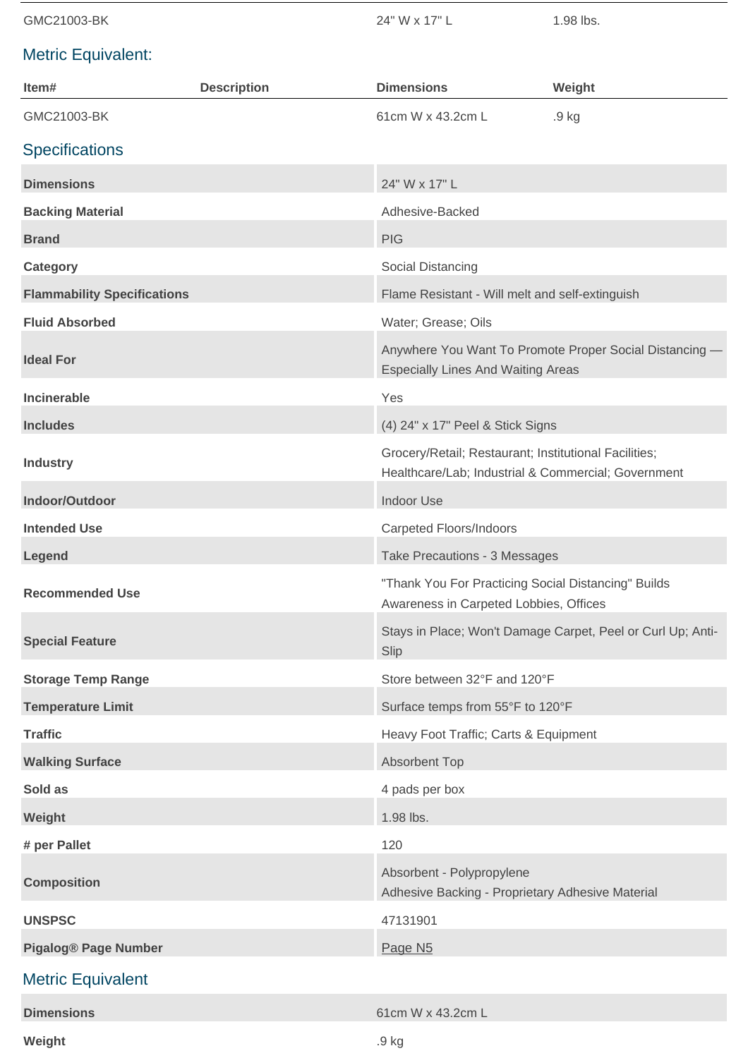| GMC21003-BK | | 24" W x 17" L | 1.98 lbs. |
|---|---|---|---|

## Metric Equivalent:

| Item# | Description | Dimensions | Weight |
|---|---|---|---|
| GMC21003-BK | | 61cm W x 43.2cm L | .9 kg |

## Specifications

| | |
|---|---|
| **Dimensions** | 24" W x 17" L |
| **Backing Material** | Adhesive-Backed |
| **Brand** | PIG |
| **Category** | Social Distancing |
| **Flammability Specifications** | Flame Resistant - Will melt and self-extinguish |
| **Fluid Absorbed** | Water; Grease; Oils |
| **Ideal For** | Anywhere You Want To Promote Proper Social Distancing — Especially Lines And Waiting Areas |
| **Incinerable** | Yes |
| **Includes** | (4) 24" x 17" Peel & Stick Signs |
| **Industry** | Grocery/Retail; Restaurant; Institutional Facilities; Healthcare/Lab; Industrial & Commercial; Government |
| **Indoor/Outdoor** | Indoor Use |
| **Intended Use** | Carpeted Floors/Indoors |
| **Legend** | Take Precautions - 3 Messages |
| **Recommended Use** | "Thank You For Practicing Social Distancing" Builds Awareness in Carpeted Lobbies, Offices |
| **Special Feature** | Stays in Place; Won't Damage Carpet, Peel or Curl Up; Anti-Slip |
| **Storage Temp Range** | Store between 32°F and 120°F |
| **Temperature Limit** | Surface temps from 55°F to 120°F |
| **Traffic** | Heavy Foot Traffic; Carts & Equipment |
| **Walking Surface** | Absorbent Top |
| **Sold as** | 4 pads per box |
| **Weight** | 1.98 lbs. |
| **# per Pallet** | 120 |
| **Composition** | Absorbent - Polypropylene<br>Adhesive Backing - Proprietary Adhesive Material |
| **UNSPSC** | 47131901 |
| **Pigalog® Page Number** | Page N5 |

## Metric Equivalent

| | |
|---|---|
| **Dimensions** | 61cm W x 43.2cm L |
| **Weight** | .9 kg |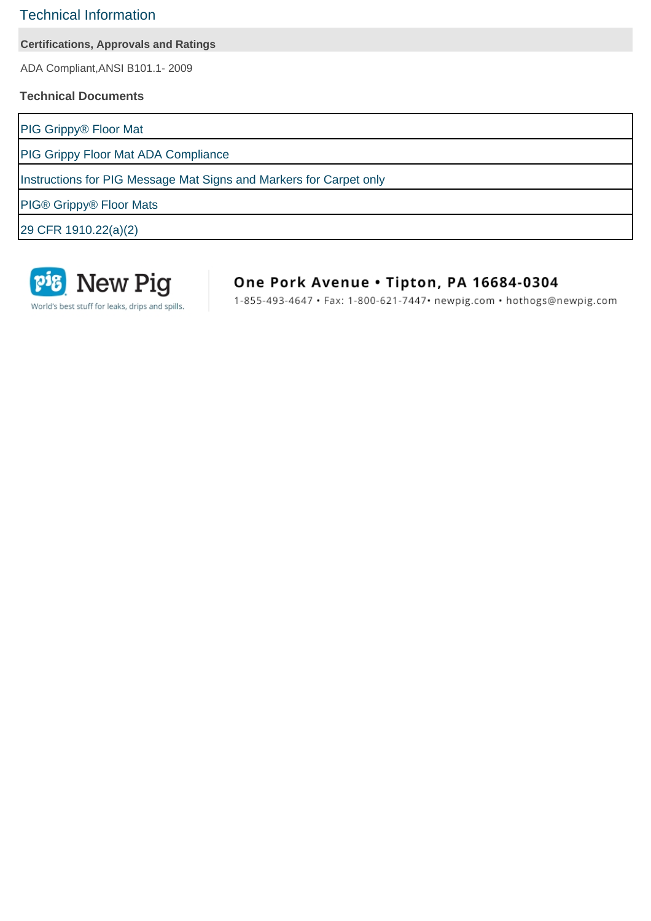## Technical Information

**Certifications, Approvals and Ratings**

ADA Compliant,ANSI B101.1- 2009

**Technical Documents**

| |
|---|
| PIG Grippy® Floor Mat |
| PIG Grippy Floor Mat ADA Compliance |
| Instructions for PIG Message Mat Signs and Markers for Carpet only |
| PIG® Grippy® Floor Mats |
| 29 CFR 1910.22(a)(2) |

New Pig
World's best stuff for leaks, drips and spills.

One Pork Avenue • Tipton, PA 16684-0304
1-855-493-4647 • Fax: 1-800-621-7447• newpig.com • hothogs@newpig.com